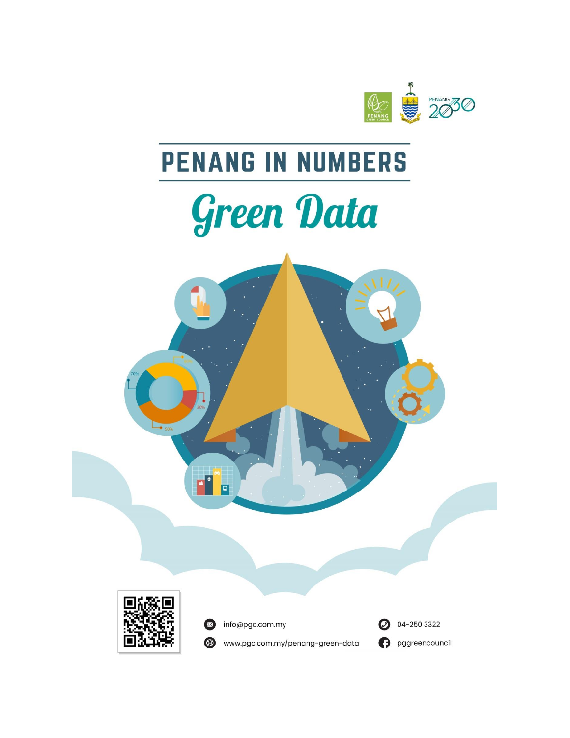# PENANG IN NUMBERS

## *Green Data*

info@pgc.com.my

www.pgc.com.my/penang-green-data

04-250 3322

pggreencouncil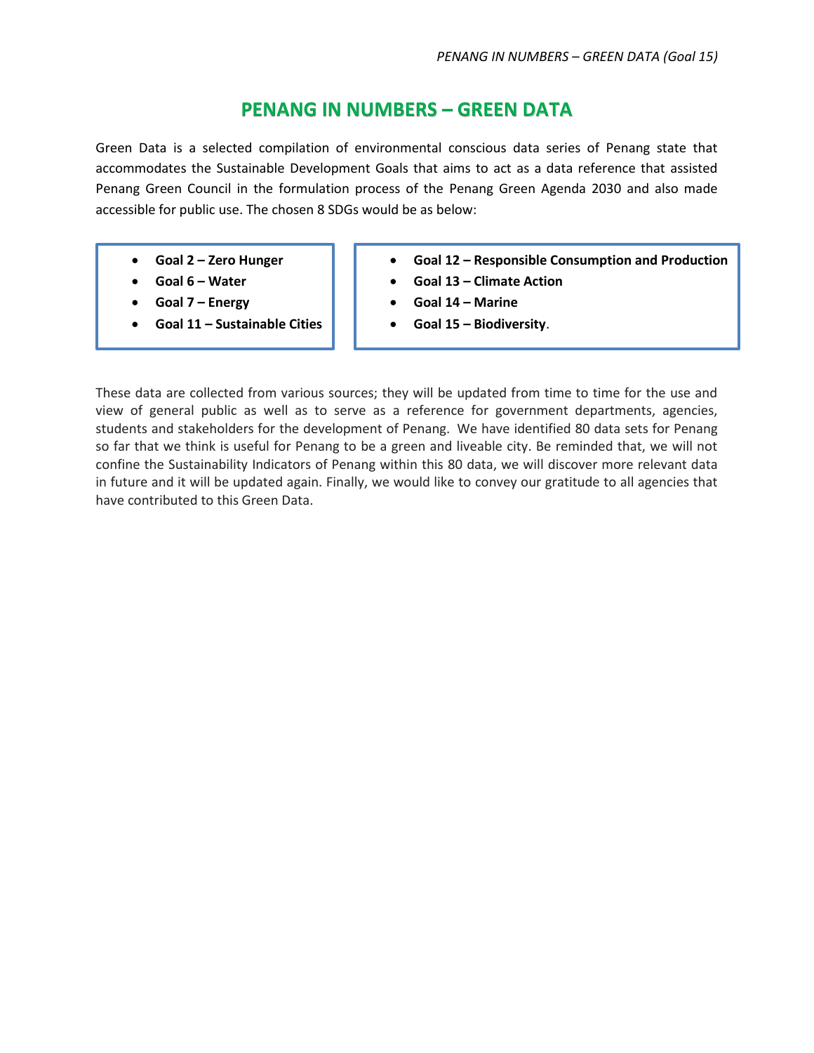# PENANG IN NUMBERS – GREEN DATA

Green Data is a selected compilation of environmental conscious data series of Penang state that accommodates the Sustainable Development Goals that aims to act as a data reference that assisted Penang Green Council in the formulation process of the Penang Green Agenda 2030 and also made accessible for public use. The chosen 8 SDGs would be as below:

- **Goal 2 – Zero Hunger**
- **Goal 6 – Water**
- **Goal 7 – Energy**
- **Goal 11 – Sustainable Cities**
- **Goal 12 – Responsible Consumption and Production**
- **Goal 13 – Climate Action**
- **Goal 14 – Marine**
- **Goal 15 – Biodiversity**.

These data are collected from various sources; they will be updated from time to time for the use and view of general public as well as to serve as a reference for government departments, agencies, students and stakeholders for the development of Penang. We have identified 80 data sets for Penang so far that we think is useful for Penang to be a green and liveable city. Be reminded that, we will not confine the Sustainability Indicators of Penang within this 80 data, we will discover more relevant data in future and it will be updated again. Finally, we would like to convey our gratitude to all agencies that have contributed to this Green Data.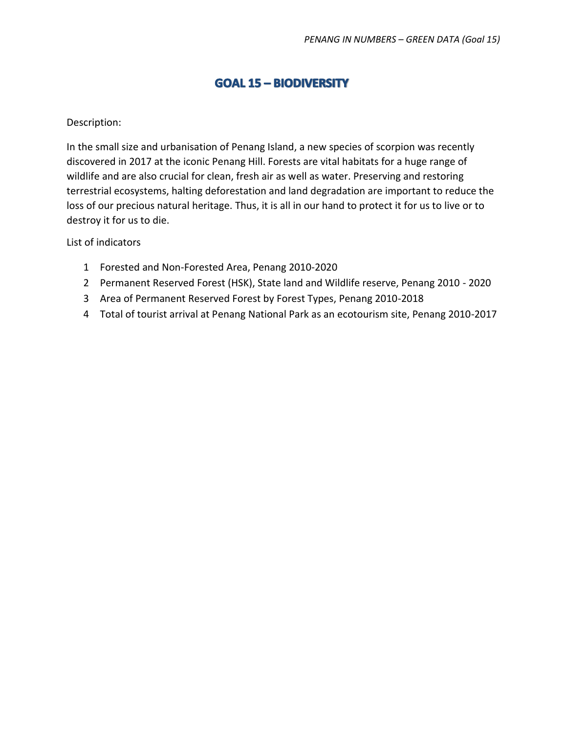# GOAL 15 – BIODIVERSITY

Description:

In the small size and urbanisation of Penang Island, a new species of scorpion was recently discovered in 2017 at the iconic Penang Hill. Forests are vital habitats for a huge range of wildlife and are also crucial for clean, fresh air as well as water. Preserving and restoring terrestrial ecosystems, halting deforestation and land degradation are important to reduce the loss of our precious natural heritage. Thus, it is all in our hand to protect it for us to live or to destroy it for us to die.

List of indicators

1. Forested and Non-Forested Area, Penang 2010-2020
2. Permanent Reserved Forest (HSK), State land and Wildlife reserve, Penang 2010 - 2020
3. Area of Permanent Reserved Forest by Forest Types, Penang 2010-2018
4. Total of tourist arrival at Penang National Park as an ecotourism site, Penang 2010-2017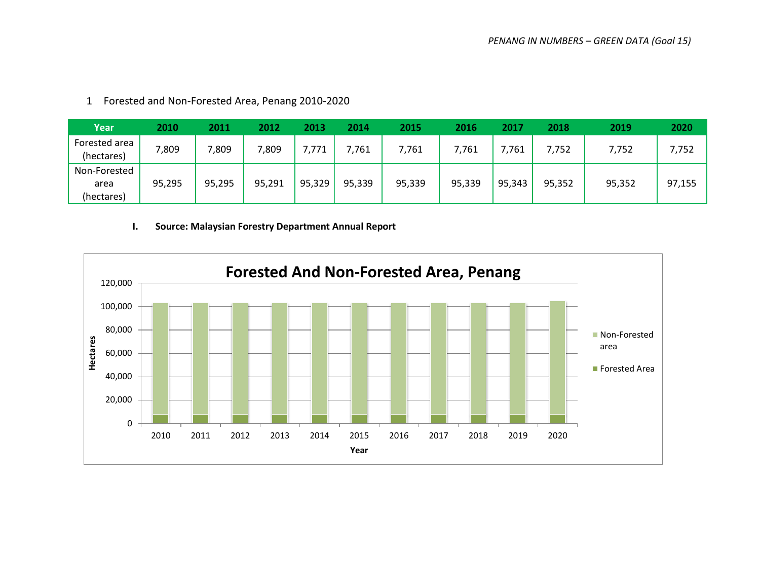1 Forested and Non-Forested Area, Penang 2010-2020

| Year | 2010 | 2011 | 2012 | 2013 | 2014 | 2015 | 2016 | 2017 | 2018 | 2019 | 2020 |
|---|---|---|---|---|---|---|---|---|---|---|---|
| Forested area (hectares) | 7,809 | 7,809 | 7,809 | 7,771 | 7,761 | 7,761 | 7,761 | 7,761 | 7,752 | 7,752 | 7,752 |
| Non-Forested area (hectares) | 95,295 | 95,295 | 95,291 | 95,329 | 95,339 | 95,339 | 95,339 | 95,343 | 95,352 | 95,352 | 97,155 |

I. **Source: Malaysian Forestry Department Annual Report**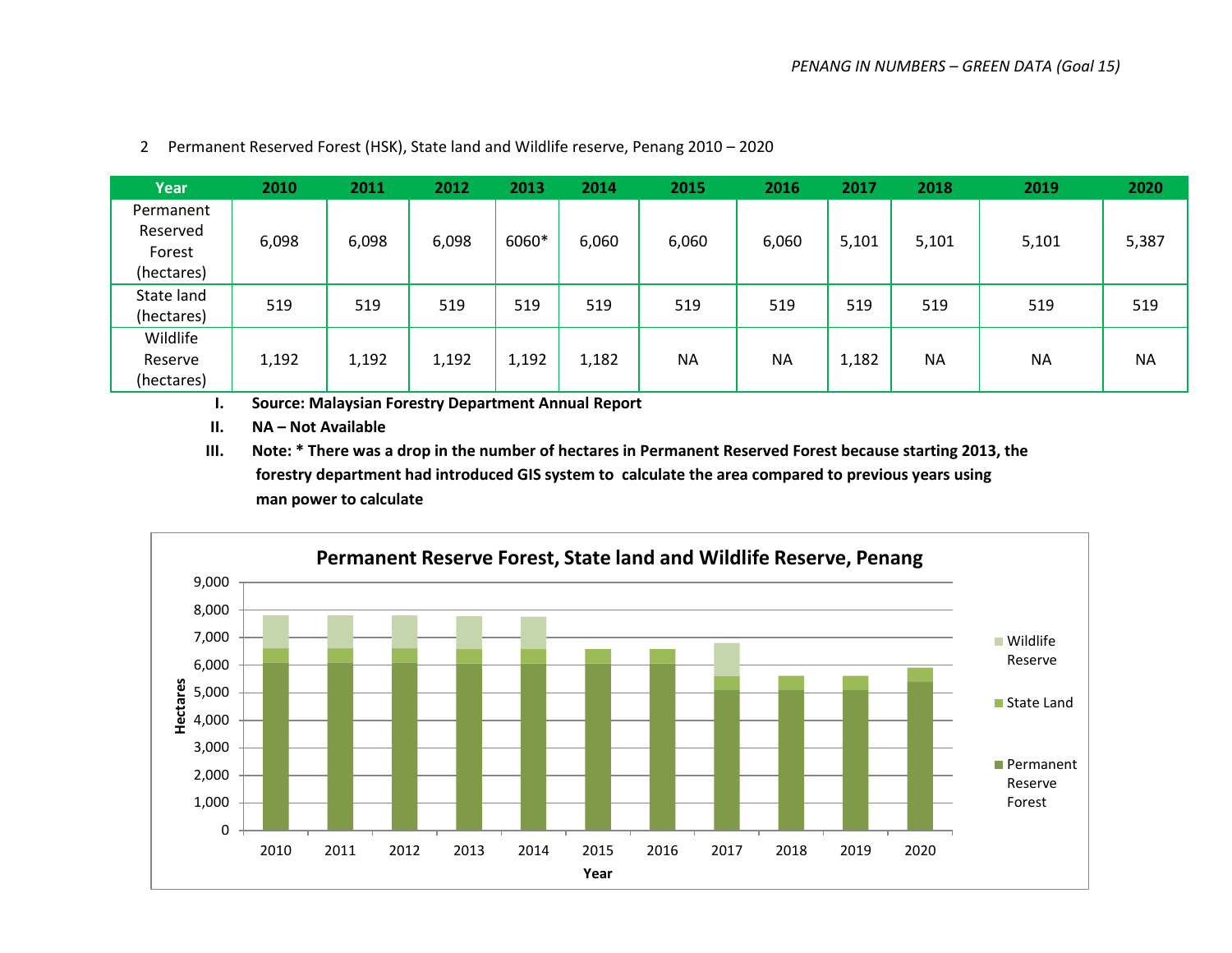2 Permanent Reserved Forest (HSK), State land and Wildlife reserve, Penang 2010 – 2020

| Year | 2010 | 2011 | 2012 | 2013 | 2014 | 2015 | 2016 | 2017 | 2018 | 2019 | 2020 |
|---|---|---|---|---|---|---|---|---|---|---|---|
| Permanent Reserved Forest (hectares) | 6,098 | 6,098 | 6,098 | 6060* | 6,060 | 6,060 | 6,060 | 5,101 | 5,101 | 5,101 | 5,387 |
| State land (hectares) | 519 | 519 | 519 | 519 | 519 | 519 | 519 | 519 | 519 | 519 | 519 |
| Wildlife Reserve (hectares) | 1,192 | 1,192 | 1,192 | 1,192 | 1,182 | NA | NA | 1,182 | NA | NA | NA |

I. **Source: Malaysian Forestry Department Annual Report**

II. **NA – Not Available**

III. **Note: * There was a drop in the number of hectares in Permanent Reserved Forest because starting 2013, the forestry department had introduced GIS system to calculate the area compared to previous years using man power to calculate**

**Permanent Reserve Forest, State land and Wildlife Reserve, Penang**

| Year | Permanent Reserve Forest | State Land | Wildlife Reserve |
|---|---|---|---|
| 2010 | 6,098 | 519 | 1,192 |
| 2011 | 6,098 | 519 | 1,192 |
| 2012 | 6,098 | 519 | 1,192 |
| 2013 | 6,060 | 519 | 1,192 |
| 2014 | 6,060 | 519 | 1,182 |
| 2015 | 6,060 | 519 | |
| 2016 | 6,060 | 519 | |
| 2017 | 5,101 | 519 | 1,182 |
| 2018 | 5,101 | 519 | |
| 2019 | 5,101 | 519 | |
| 2020 | 5,387 | 519 | |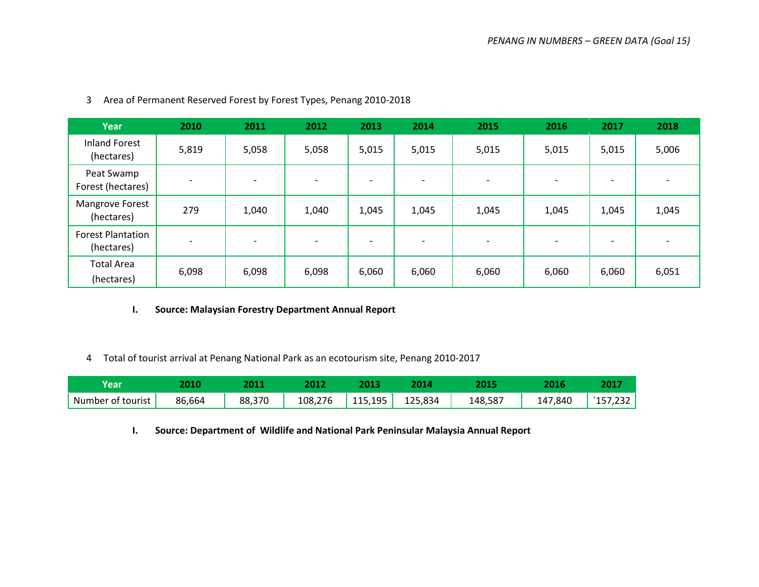3 Area of Permanent Reserved Forest by Forest Types, Penang 2010-2018

| Year | 2010 | 2011 | 2012 | 2013 | 2014 | 2015 | 2016 | 2017 | 2018 |
|---|---|---|---|---|---|---|---|---|---|
| Inland Forest (hectares) | 5,819 | 5,058 | 5,058 | 5,015 | 5,015 | 5,015 | 5,015 | 5,015 | 5,006 |
| Peat Swamp Forest (hectares) | - | - | - | - | - | - | - | - | - |
| Mangrove Forest (hectares) | 279 | 1,040 | 1,040 | 1,045 | 1,045 | 1,045 | 1,045 | 1,045 | 1,045 |
| Forest Plantation (hectares) | - | - | - | - | - | - | - | - | - |
| Total Area (hectares) | 6,098 | 6,098 | 6,098 | 6,060 | 6,060 | 6,060 | 6,060 | 6,060 | 6,051 |

I. **Source: Malaysian Forestry Department Annual Report**

4 Total of tourist arrival at Penang National Park as an ecotourism site, Penang 2010-2017

| Year | 2010 | 2011 | 2012 | 2013 | 2014 | 2015 | 2016 | 2017 |
|---|---|---|---|---|---|---|---|---|
| Number of tourist | 86,664 | 88,370 | 108,276 | 115,195 | 125,834 | 148,587 | 147,840 | `157,232 |

I. **Source: Department of Wildlife and National Park Peninsular Malaysia Annual Report**